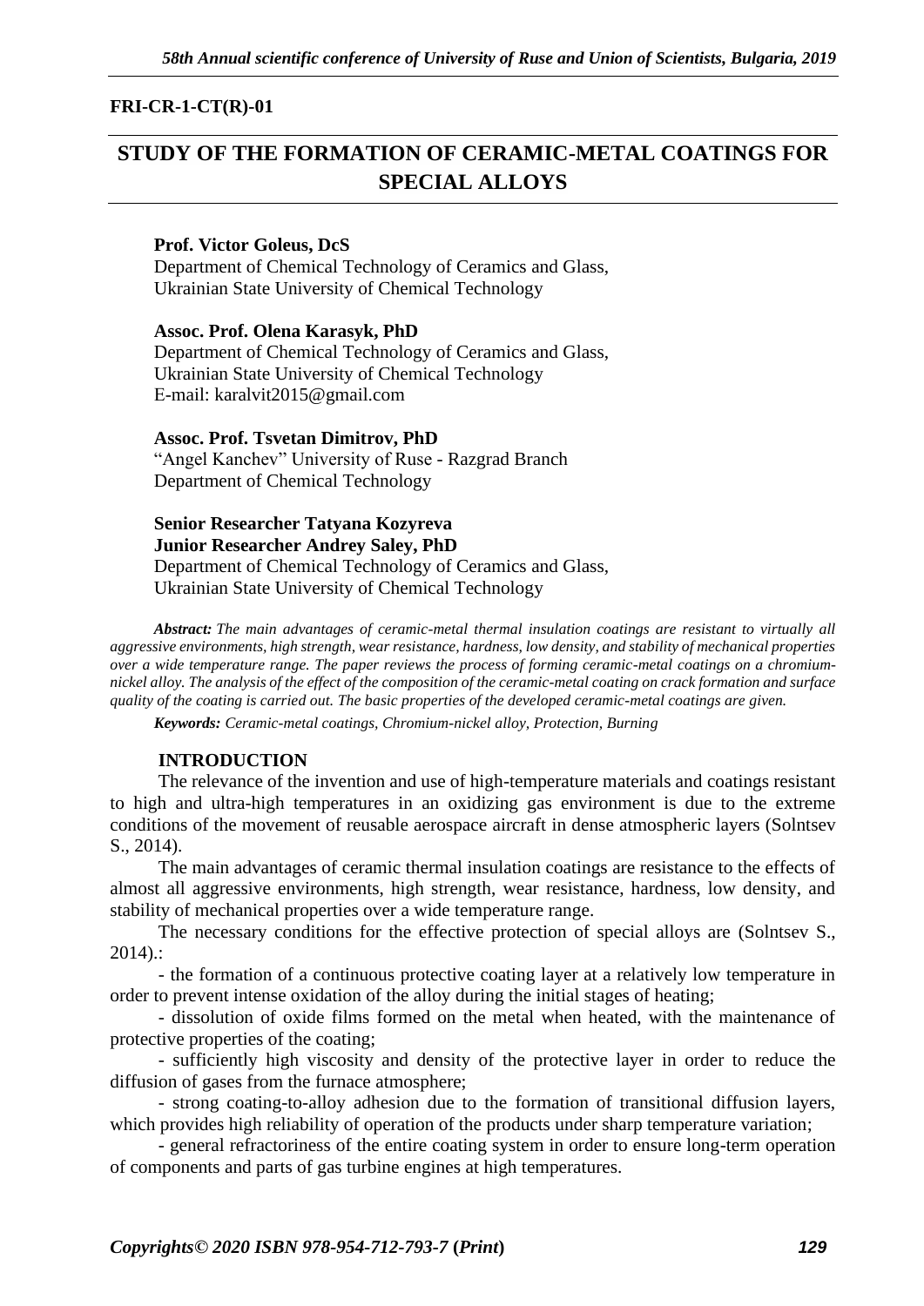**FRI-CR-1-CT(R)-01**

# STUDY OF THE FORMATION OF CERAMIC-METAL COATINGS FOR SPECIAL ALLOYS

**Prof. Victor Goleus, DcS**
Department of Chemical Technology of Ceramics and Glass,
Ukrainian State University of Chemical Technology

**Assoc. Prof. Olena Karasyk, PhD**
Department of Chemical Technology of Ceramics and Glass,
Ukrainian State University of Chemical Technology
E-mail: karalvit2015@gmail.com

**Assoc. Prof. Tsvetan Dimitrov, PhD**
"Angel Kanchev" University of Ruse - Razgrad Branch
Department of Chemical Technology

**Senior Researcher Tatyana Kozyreva**
**Junior Researcher Andrey Saley, PhD**
Department of Chemical Technology of Ceramics and Glass,
Ukrainian State University of Chemical Technology

***Abstract:*** *The main advantages of ceramic-metal thermal insulation coatings are resistant to virtually all aggressive environments, high strength, wear resistance, hardness, low density, and stability of mechanical properties over a wide temperature range. The paper reviews the process of forming ceramic-metal coatings on a chromium-nickel alloy. The analysis of the effect of the composition of the ceramic-metal coating on crack formation and surface quality of the coating is carried out. The basic properties of the developed ceramic-metal coatings are given.*

***Keywords:*** *Ceramic-metal coatings, Chromium-nickel alloy, Protection, Burning*

## INTRODUCTION

The relevance of the invention and use of high-temperature materials and coatings resistant to high and ultra-high temperatures in an oxidizing gas environment is due to the extreme conditions of the movement of reusable aerospace aircraft in dense atmospheric layers (Solntsev S., 2014).

The main advantages of ceramic thermal insulation coatings are resistance to the effects of almost all aggressive environments, high strength, wear resistance, hardness, low density, and stability of mechanical properties over a wide temperature range.

The necessary conditions for the effective protection of special alloys are (Solntsev S., 2014).:

- the formation of a continuous protective coating layer at a relatively low temperature in order to prevent intense oxidation of the alloy during the initial stages of heating;
- dissolution of oxide films formed on the metal when heated, with the maintenance of protective properties of the coating;
- sufficiently high viscosity and density of the protective layer in order to reduce the diffusion of gases from the furnace atmosphere;
- strong coating-to-alloy adhesion due to the formation of transitional diffusion layers, which provides high reliability of operation of the products under sharp temperature variation;
- general refractoriness of the entire coating system in order to ensure long-term operation of components and parts of gas turbine engines at high temperatures.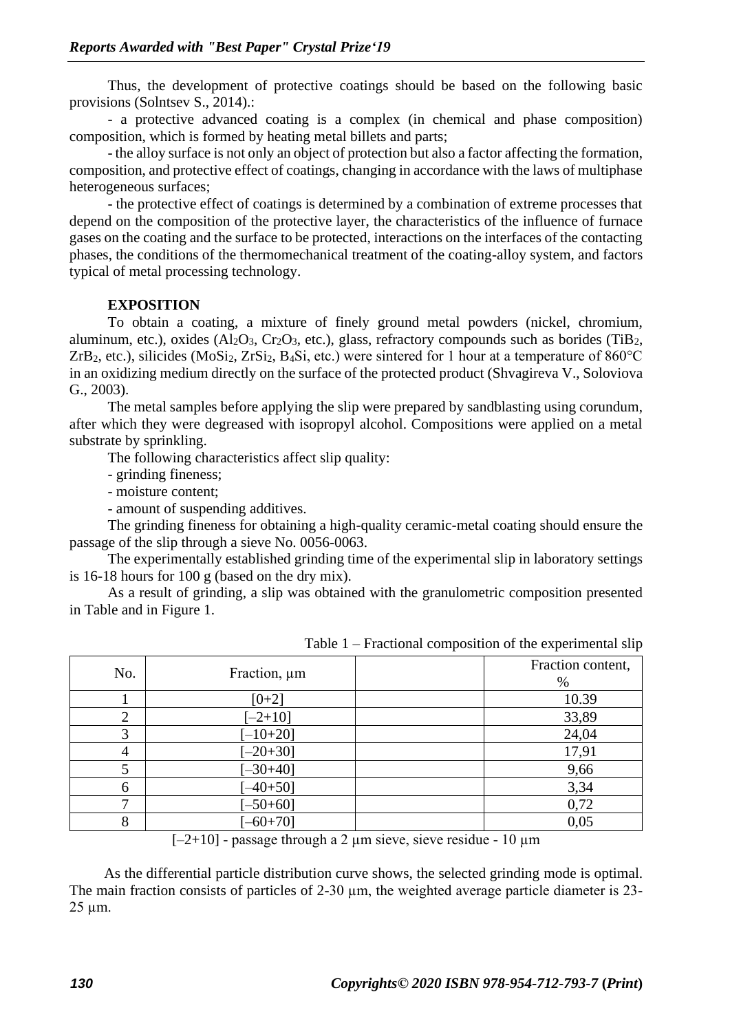Thus, the development of protective coatings should be based on the following basic provisions (Solntsev S., 2014).:

- a protective advanced coating is a complex (in chemical and phase composition) composition, which is formed by heating metal billets and parts;
- the alloy surface is not only an object of protection but also a factor affecting the formation, composition, and protective effect of coatings, changing in accordance with the laws of multiphase heterogeneous surfaces;
- the protective effect of coatings is determined by a combination of extreme processes that depend on the composition of the protective layer, the characteristics of the influence of furnace gases on the coating and the surface to be protected, interactions on the interfaces of the contacting phases, the conditions of the thermomechanical treatment of the coating-alloy system, and factors typical of metal processing technology.

## EXPOSITION

To obtain a coating, a mixture of finely ground metal powders (nickel, chromium, aluminum, etc.), oxides ($Al_2O_3$, $Cr_2O_3$, etc.), glass, refractory compounds such as borides ($TiB_2$, $ZrB_2$, etc.), silicides ($MoSi_2$, $ZrSi_2$, $B_4Si$, etc.) were sintered for 1 hour at a temperature of 860°C in an oxidizing medium directly on the surface of the protected product (Shvagireva V., Soloviova G., 2003).

The metal samples before applying the slip were prepared by sandblasting using corundum, after which they were degreased with isopropyl alcohol. Compositions were applied on a metal substrate by sprinkling.

The following characteristics affect slip quality:

- grinding fineness;
- moisture content;
- amount of suspending additives.

The grinding fineness for obtaining a high-quality ceramic-metal coating should ensure the passage of the slip through a sieve No. 0056-0063.

The experimentally established grinding time of the experimental slip in laboratory settings is 16-18 hours for 100 g (based on the dry mix).

As a result of grinding, a slip was obtained with the granulometric composition presented in Table and in Figure 1.

Table 1 – Fractional composition of the experimental slip

| No. | Fraction, µm | | Fraction content, % |
|---|---|---|---|
| 1 | [0+2] | | 10.39 |
| 2 | [–2+10] | | 33,89 |
| 3 | [–10+20] | | 24,04 |
| 4 | [–20+30] | | 17,91 |
| 5 | [–30+40] | | 9,66 |
| 6 | [–40+50] | | 3,34 |
| 7 | [–50+60] | | 0,72 |
| 8 | [–60+70] | | 0,05 |

[–2+10] - passage through a 2 µm sieve, sieve residue - 10 µm

As the differential particle distribution curve shows, the selected grinding mode is optimal. The main fraction consists of particles of 2-30 µm, the weighted average particle diameter is 23-25 µm.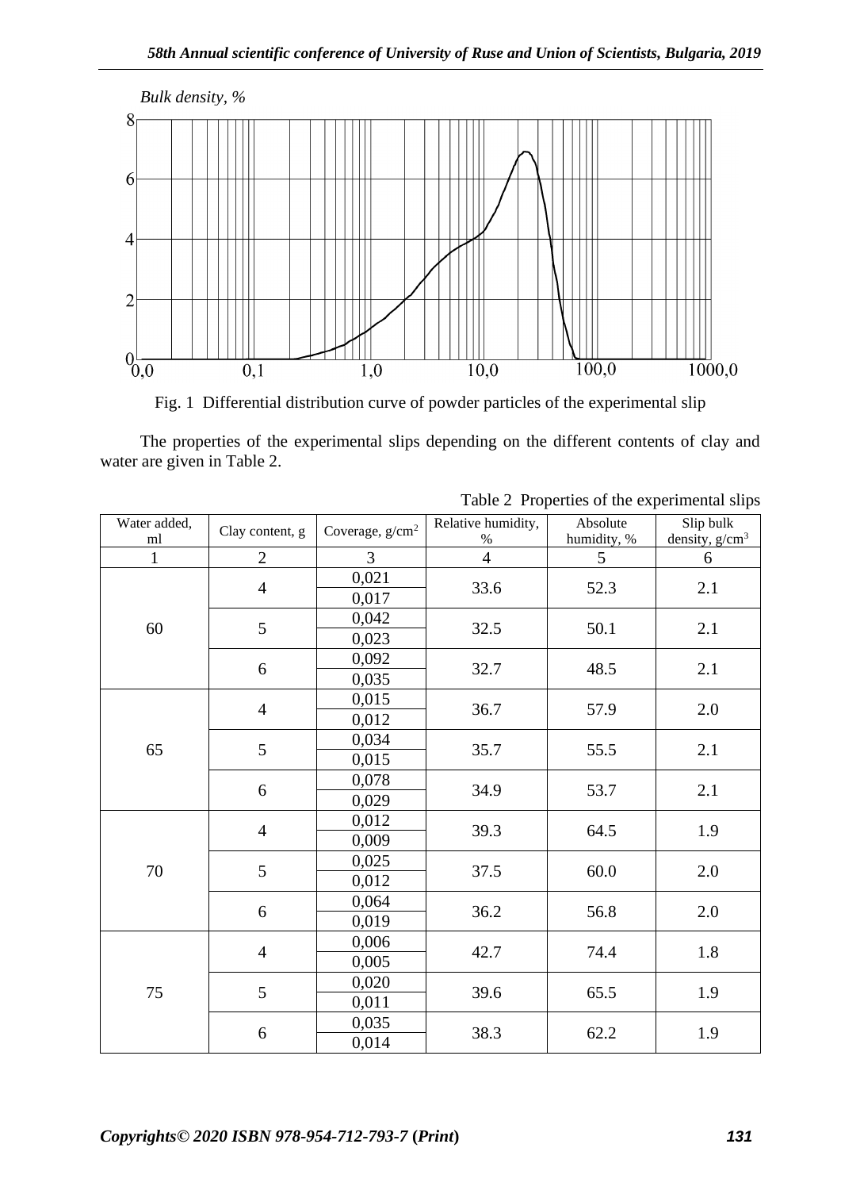Bulk density, %

8

6

4

2

0

0,0

0,1

1,0

10,0

100,0

1000,0

Fig. 1 Differential distribution curve of powder particles of the experimental slip

The properties of the experimental slips depending on the different contents of clay and water are given in Table 2.

Table 2 Properties of the experimental slips

| Water added, ml | Clay content, g | Coverage, g/cm$^2$ | Relative humidity, % | Absolute humidity, % | Slip bulk density, g/cm$^3$ |
|---|---|---|---|---|---|
| 1 | 2 | 3 | 4 | 5 | 6 |
| 60 | 4 | 0,021 | 33.6 | 52.3 | 2.1 |
| | | 0,017 | | | |
| | 5 | 0,042 | 32.5 | 50.1 | 2.1 |
| | | 0,023 | | | |
| | 6 | 0,092 | 32.7 | 48.5 | 2.1 |
| | | 0,035 | | | |
| 65 | 4 | 0,015 | 36.7 | 57.9 | 2.0 |
| | | 0,012 | | | |
| | 5 | 0,034 | 35.7 | 55.5 | 2.1 |
| | | 0,015 | | | |
| | 6 | 0,078 | 34.9 | 53.7 | 2.1 |
| | | 0,029 | | | |
| 70 | 4 | 0,012 | 39.3 | 64.5 | 1.9 |
| | | 0,009 | | | |
| | 5 | 0,025 | 37.5 | 60.0 | 2.0 |
| | | 0,012 | | | |
| | 6 | 0,064 | 36.2 | 56.8 | 2.0 |
| | | 0,019 | | | |
| 75 | 4 | 0,006 | 42.7 | 74.4 | 1.8 |
| | | 0,005 | | | |
| | 5 | 0,020 | 39.6 | 65.5 | 1.9 |
| | | 0,011 | | | |
| | 6 | 0,035 | 38.3 | 62.2 | 1.9 |
| | | 0,014 | | | |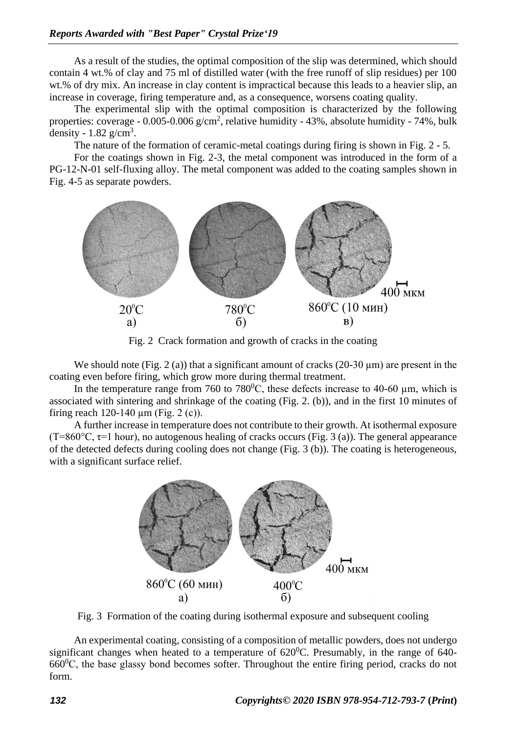As a result of the studies, the optimal composition of the slip was determined, which should contain 4 wt.% of clay and 75 ml of distilled water (with the free runoff of slip residues) per 100 wt.% of dry mix. An increase in clay content is impractical because this leads to a heavier slip, an increase in coverage, firing temperature and, as a consequence, worsens coating quality.

The experimental slip with the optimal composition is characterized by the following properties: coverage - 0.005-0.006 g/cm$^2$, relative humidity - 43%, absolute humidity - 74%, bulk density - 1.82 g/cm$^3$.

The nature of the formation of ceramic-metal coatings during firing is shown in Fig. 2 - 5.

For the coatings shown in Fig. 2-3, the metal component was introduced in the form of a PG-12-N-01 self-fluxing alloy. The metal component was added to the coating samples shown in Fig. 4-5 as separate powders.

400 мкм

20$^0$C
а)

780$^0$C
б)

860$^0$C (10 мин)
в)

Fig. 2 Crack formation and growth of cracks in the coating

We should note (Fig. 2 (a)) that a significant amount of cracks (20-30 μm) are present in the coating even before firing, which grow more during thermal treatment.

In the temperature range from 760 to 780$^0$C, these defects increase to 40-60 μm, which is associated with sintering and shrinkage of the coating (Fig. 2. (b)), and in the first 10 minutes of firing reach 120-140 μm (Fig. 2 (c)).

A further increase in temperature does not contribute to their growth. At isothermal exposure (T=860°C, τ=1 hour), no autogenous healing of cracks occurs (Fig. 3 (a)). The general appearance of the detected defects during cooling does not change (Fig. 3 (b)). The coating is heterogeneous, with a significant surface relief.

400 мкм

860$^0$C (60 мин)
а)

400$^0$C
б)

Fig. 3 Formation of the coating during isothermal exposure and subsequent cooling

An experimental coating, consisting of a composition of metallic powders, does not undergo significant changes when heated to a temperature of 620$^0$C. Presumably, in the range of 640-660$^0$C, the base glassy bond becomes softer. Throughout the entire firing period, cracks do not form.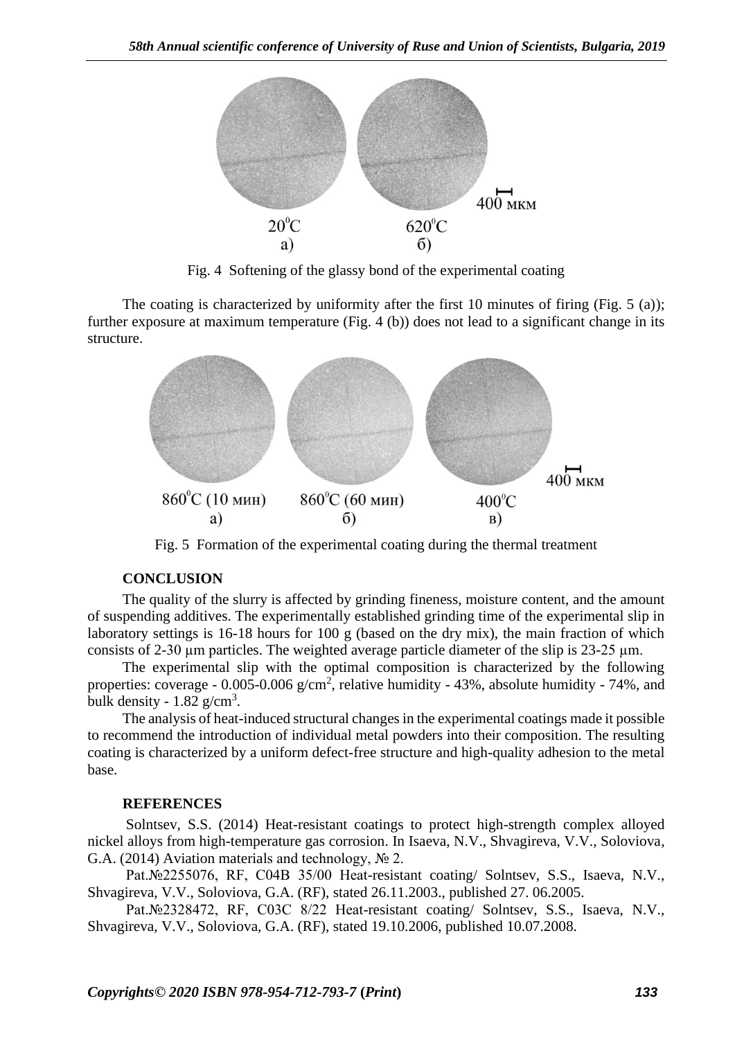400 мкм

$20^0$C
а)

$620^0$C
б)

Fig. 4 Softening of the glassy bond of the experimental coating

The coating is characterized by uniformity after the first 10 minutes of firing (Fig. 5 (a)); further exposure at maximum temperature (Fig. 4 (b)) does not lead to a significant change in its structure.

400 мкм

$860^0$C (10 мин)
а)

$860^0$C (60 мин)
б)

$400^0$C
в)

Fig. 5 Formation of the experimental coating during the thermal treatment

## CONCLUSION

The quality of the slurry is affected by grinding fineness, moisture content, and the amount of suspending additives. The experimentally established grinding time of the experimental slip in laboratory settings is 16-18 hours for 100 g (based on the dry mix), the main fraction of which consists of 2-30 μm particles. The weighted average particle diameter of the slip is 23-25 μm.

The experimental slip with the optimal composition is characterized by the following properties: coverage - 0.005-0.006 g/cm$^2$, relative humidity - 43%, absolute humidity - 74%, and bulk density - 1.82 g/cm$^3$.

The analysis of heat-induced structural changes in the experimental coatings made it possible to recommend the introduction of individual metal powders into their composition. The resulting coating is characterized by a uniform defect-free structure and high-quality adhesion to the metal base.

## REFERENCES

Solntsev, S.S. (2014) Heat-resistant coatings to protect high-strength complex alloyed nickel alloys from high-temperature gas corrosion. In Isaeva, N.V., Shvagireva, V.V., Soloviova, G.A. (2014) Aviation materials and technology, № 2.

Pat.№2255076, RF, C04B 35/00 Heat-resistant coating/ Solntsev, S.S., Isaeva, N.V., Shvagireva, V.V., Soloviova, G.A. (RF), stated 26.11.2003., published 27. 06.2005.

Pat.№2328472, RF, C03C 8/22 Heat-resistant coating/ Solntsev, S.S., Isaeva, N.V., Shvagireva, V.V., Soloviova, G.A. (RF), stated 19.10.2006, published 10.07.2008.